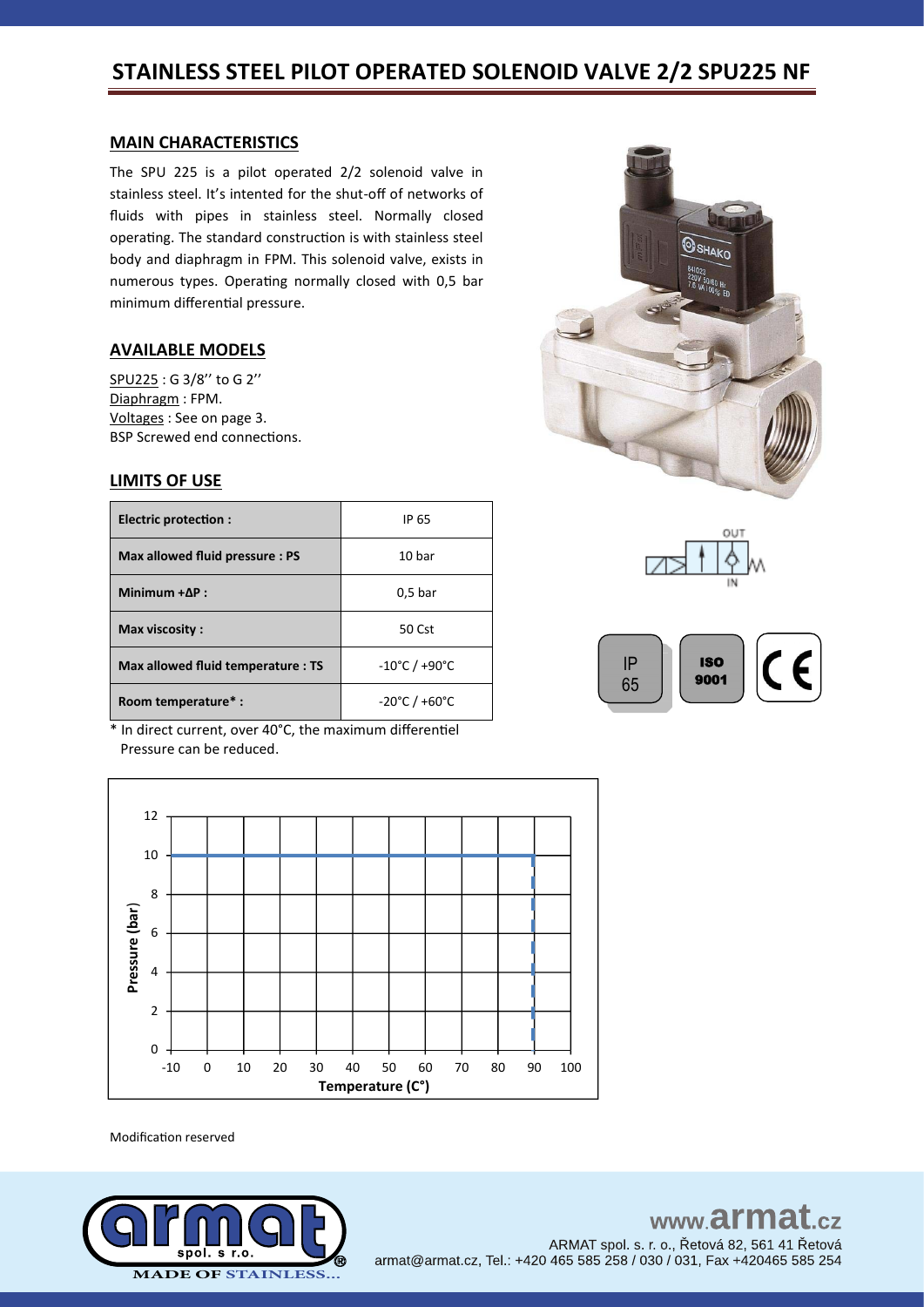# STAINLESS STEEL PILOT OPERATED SOLENOID VALVE 2/2 SPU225 NF

## MAIN CHARACTERISTICS

The SPU 225 is a pilot operated 2/2 solenoid valve in stainless steel. It's intented for the shut-off of networks of fluids with pipes in stainless steel. Normally closed operating. The standard construction is with stainless steel body and diaphragm in FPM. This solenoid valve, exists in numerous types. Operating normally closed with 0,5 bar minimum differential pressure.

## AVAILABLE MODELS

SPU225 : G 3/8'' to G 2''
Diaphragm : FPM.
Voltages : See on page 3.
BSP Screwed end connections.

## LIMITS OF USE

| | |
|---|---|
| **Electric protection :** | IP 65 |
| **Max allowed fluid pressure : PS** | 10 bar |
| **Minimum +ΔP :** | 0,5 bar |
| **Max viscosity :** | 50 Cst |
| **Max allowed fluid temperature : TS** | -10°C / +90°C |
| **Room temperature* :** | -20°C / +60°C |

\* In direct current, over 40°C, the maximum differentiel Pressure can be reduced.

OUT
IN

IP 65
ISO 9001
CE

Pressure (bar)
12
10
8
6
4
2
0
-10 0 10 20 30 40 50 60 70 80 90 100
Temperature (C°)

Modification reserved

armat spol. s r.o.
MADE OF STAINLESS...

www.armat.cz
ARMAT spol. s. r. o., Řetová 82, 561 41 Řetová
armat@armat.cz, Tel.: +420 465 585 258 / 030 / 031, Fax +420465 585 254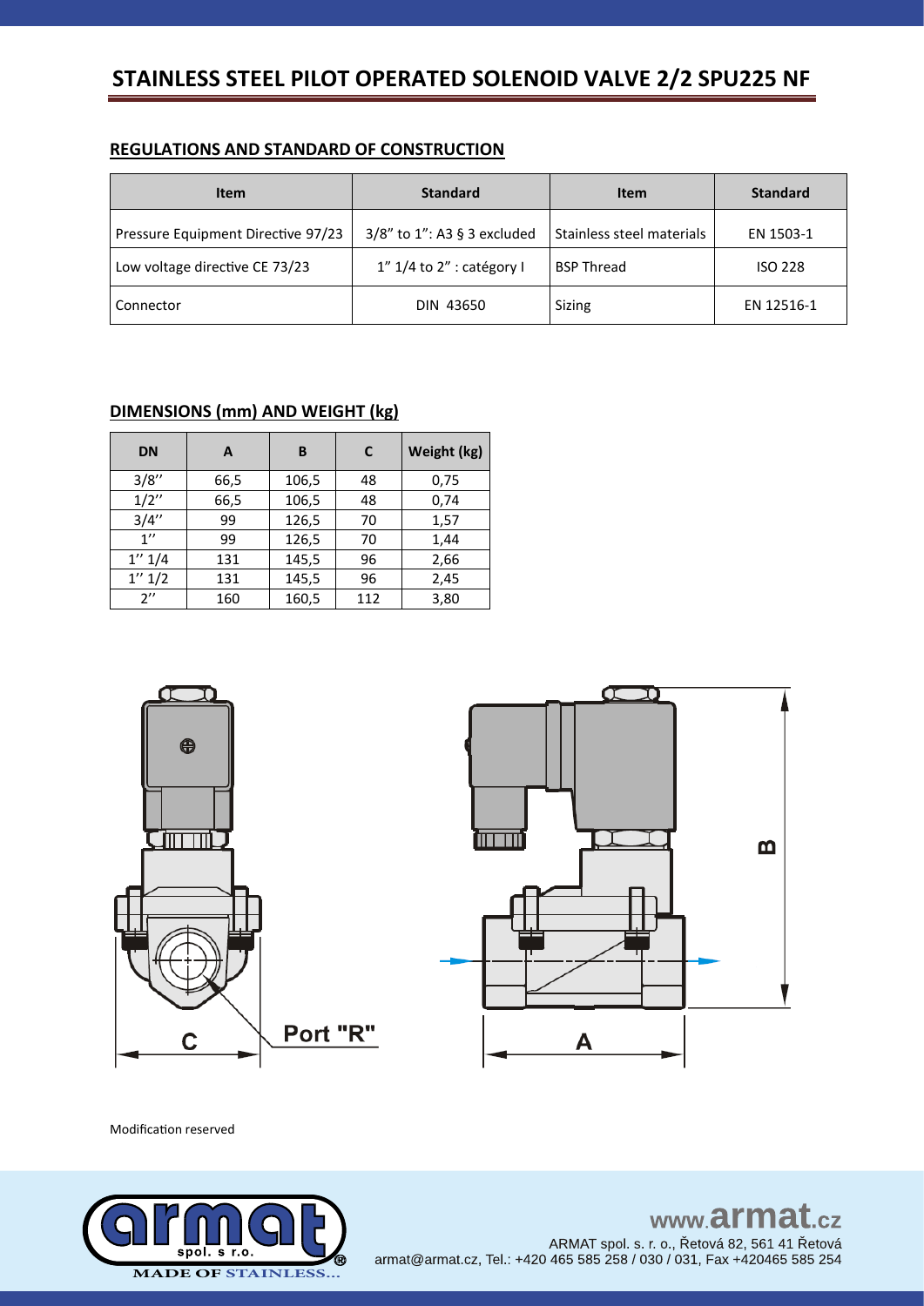# STAINLESS STEEL PILOT OPERATED SOLENOID VALVE 2/2 SPU225 NF

## REGULATIONS AND STANDARD OF CONSTRUCTION

| Item | Standard | Item | Standard |
|---|---|---|---|
| Pressure Equipment Directive 97/23 | 3/8” to 1”: A3 § 3 excluded | Stainless steel materials | EN 1503-1 |
| Low voltage directive CE 73/23 | 1” 1/4 to 2” : catégory I | BSP Thread | ISO 228 |
| Connector | DIN 43650 | Sizing | EN 12516-1 |

## DIMENSIONS (mm) AND WEIGHT (kg)

| DN | A | B | C | Weight (kg) |
|---|---|---|---|---|
| 3/8’’ | 66,5 | 106,5 | 48 | 0,75 |
| 1/2’’ | 66,5 | 106,5 | 48 | 0,74 |
| 3/4’’ | 99 | 126,5 | 70 | 1,57 |
| 1’’ | 99 | 126,5 | 70 | 1,44 |
| 1’’ 1/4 | 131 | 145,5 | 96 | 2,66 |
| 1’’ 1/2 | 131 | 145,5 | 96 | 2,45 |
| 2’’ | 160 | 160,5 | 112 | 3,80 |

C

Port "R"

A

B

Modification reserved

www.armat.cz

ARMAT spol. s. r. o., Řetová 82, 561 41 Řetová
armat@armat.cz, Tel.: +420 465 585 258 / 030 / 031, Fax +420465 585 254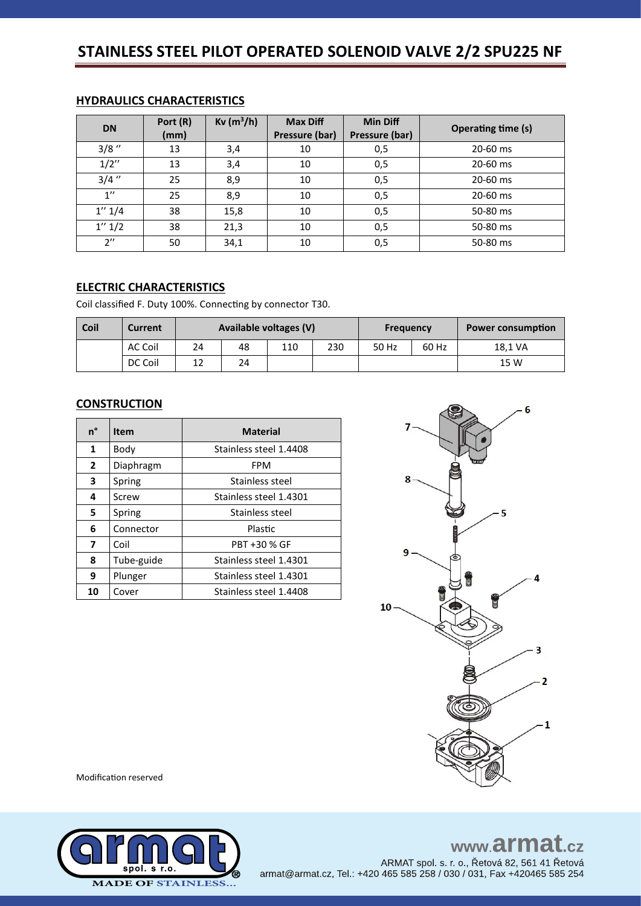# STAINLESS STEEL PILOT OPERATED SOLENOID VALVE 2/2 SPU225 NF

## HYDRAULICS CHARACTERISTICS

| DN | Port (R) (mm) | Kv ($m^3/h$) | Max Diff Pressure (bar) | Min Diff Pressure (bar) | Operating time (s) |
|---|---|---|---|---|---|
| 3/8 ʺ | 13 | 3,4 | 10 | 0,5 | 20-60 ms |
| 1/2ʺ | 13 | 3,4 | 10 | 0,5 | 20-60 ms |
| 3/4 ʺ | 25 | 8,9 | 10 | 0,5 | 20-60 ms |
| 1ʺ | 25 | 8,9 | 10 | 0,5 | 20-60 ms |
| 1ʺ 1/4 | 38 | 15,8 | 10 | 0,5 | 50-80 ms |
| 1ʺ 1/2 | 38 | 21,3 | 10 | 0,5 | 50-80 ms |
| 2ʺ | 50 | 34,1 | 10 | 0,5 | 50-80 ms |

## ELECTRIC CHARACTERISTICS

Coil classified F. Duty 100%. Connecting by connector T30.

| Coil | Current | Available voltages (V) | | | | Frequency | | Power consumption |
|---|---|---|---|---|---|---|---|---|
| | AC Coil | 24 | 48 | 110 | 230 | 50 Hz | 60 Hz | 18,1 VA |
| | DC Coil | 12 | 24 | | | | | 15 W |

## CONSTRUCTION

| n° | Item | Material |
|---|---|---|
| 1 | Body | Stainless steel 1.4408 |
| 2 | Diaphragm | FPM |
| 3 | Spring | Stainless steel |
| 4 | Screw | Stainless steel 1.4301 |
| 5 | Spring | Stainless steel |
| 6 | Connector | Plastic |
| 7 | Coil | PBT +30 % GF |
| 8 | Tube-guide | Stainless steel 1.4301 |
| 9 | Plunger | Stainless steel 1.4301 |
| 10 | Cover | Stainless steel 1.4408 |

Modification reserved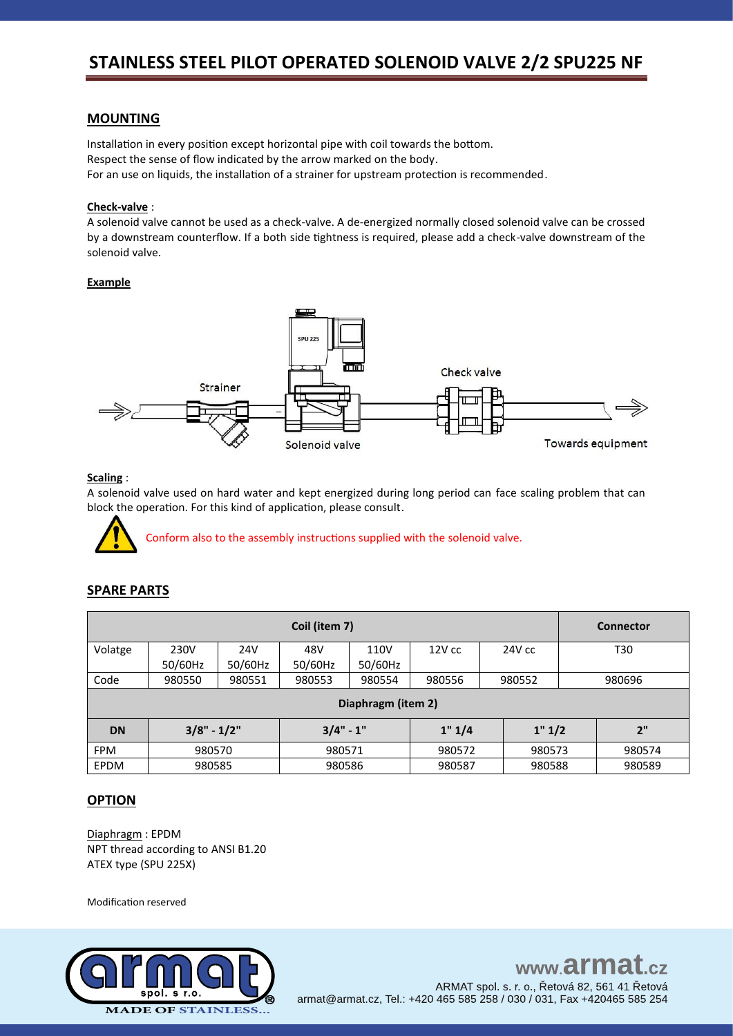# STAINLESS STEEL PILOT OPERATED SOLENOID VALVE 2/2 SPU225 NF

## MOUNTING

Installation in every position except horizontal pipe with coil towards the bottom.
Respect the sense of flow indicated by the arrow marked on the body.
For an use on liquids, the installation of a strainer for upstream protection is recommended.

**Check-valve** :
A solenoid valve cannot be used as a check-valve. A de-energized normally closed solenoid valve can be crossed by a downstream counterflow. If a both side tightness is required, please add a check-valve downstream of the solenoid valve.

**Example**

SPU 225

Strainer

Check valve

Solenoid valve

Towards equipment

**Scaling** :
A solenoid valve used on hard water and kept energized during long period can face scaling problem that can block the operation. For this kind of application, please consult.

Conform also to the assembly instructions supplied with the solenoid valve.

## SPARE PARTS

| Coil (item 7) | | | | | | | Connector |
|---|---|---|---|---|---|---|---|
| Volatge | 230V 50/60Hz | 24V 50/60Hz | 48V 50/60Hz | 110V 50/60Hz | 12V cc | 24V cc | T30 |
| Code | 980550 | 980551 | 980553 | 980554 | 980556 | 980552 | 980696 |

| Diaphragm (item 2) | | | | | |
|---|---|---|---|---|---|
| **DN** | **3/8" - 1/2"** | **3/4" - 1"** | **1" 1/4** | **1" 1/2** | **2"** |
| FPM | 980570 | 980571 | 980572 | 980573 | 980574 |
| EPDM | 980585 | 980586 | 980587 | 980588 | 980589 |

## OPTION

Diaphragm : EPDM
NPT thread according to ANSI B1.20
ATEX type (SPU 225X)

Modification reserved

www.armat.cz
ARMAT spol. s r. o., Řetová 82, 561 41 Řetová
armat@armat.cz, Tel.: +420 465 585 258 / 030 / 031, Fax +420465 585 254